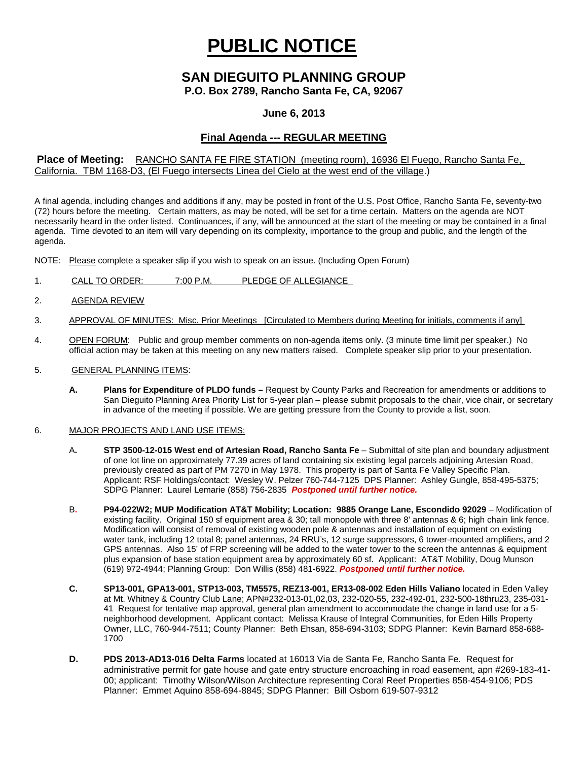# PUBLIC NOTICE

## SAN DIEGUITO PLANNING GROUP

**P.O. Box 2789, Rancho Santa Fe, CA, 92067**

**June 6, 2013**

**Final Agenda --- REGULAR MEETING**

**Place of Meeting:** RANCHO SANTA FE FIRE STATION (meeting room), 16936 El Fuego, Rancho Santa Fe, California. TBM 1168-D3, (El Fuego intersects Linea del Cielo at the west end of the village.)

A final agenda, including changes and additions if any, may be posted in front of the U.S. Post Office, Rancho Santa Fe, seventy-two (72) hours before the meeting. Certain matters, as may be noted, will be set for a time certain. Matters on the agenda are NOT necessarily heard in the order listed. Continuances, if any, will be announced at the start of the meeting or may be contained in a final agenda. Time devoted to an item will vary depending on its complexity, importance to the group and public, and the length of the agenda.

NOTE: Please complete a speaker slip if you wish to speak on an issue. (Including Open Forum)

1. CALL TO ORDER: 7:00 P.M. PLEDGE OF ALLEGIANCE
2. AGENDA REVIEW
3. APPROVAL OF MINUTES: Misc. Prior Meetings [Circulated to Members during Meeting for initials, comments if any]
4. OPEN FORUM: Public and group member comments on non-agenda items only. (3 minute time limit per speaker.) No official action may be taken at this meeting on any new matters raised. Complete speaker slip prior to your presentation.
5. GENERAL PLANNING ITEMS:
   - **A. Plans for Expenditure of PLDO funds –** Request by County Parks and Recreation for amendments or additions to San Dieguito Planning Area Priority List for 5-year plan – please submit proposals to the chair, vice chair, or secretary in advance of the meeting if possible. We are getting pressure from the County to provide a list, soon.
6. MAJOR PROJECTS AND LAND USE ITEMS:
   - A**. STP 3500-12-015 West end of Artesian Road, Rancho Santa Fe** – Submittal of site plan and boundary adjustment of one lot line on approximately 77.39 acres of land containing six existing legal parcels adjoining Artesian Road, previously created as part of PM 7270 in May 1978. This property is part of Santa Fe Valley Specific Plan. Applicant: RSF Holdings/contact: Wesley W. Pelzer 760-744-7125 DPS Planner: Ashley Gungle, 858-495-5375; SDPG Planner: Laurel Lemarie (858) 756-2835 ***Postponed until further notice.***
   - B**. P94-022W2; MUP Modification AT&T Mobility; Location: 9885 Orange Lane, Escondido 92029** – Modification of existing facility. Original 150 sf equipment area & 30; tall monopole with three 8' antennas & 6; high chain link fence. Modification will consist of removal of existing wooden pole & antennas and installation of equipment on existing water tank, including 12 total 8; panel antennas, 24 RRU's, 12 surge suppressors, 6 tower-mounted amplifiers, and 2 GPS antennas. Also 15' of FRP screening will be added to the water tower to the screen the antennas & equipment plus expansion of base station equipment area by approximately 60 sf. Applicant: AT&T Mobility, Doug Munson (619) 972-4944; Planning Group: Don Willis (858) 481-6922. ***Postponed until further notice.***
   - **C. SP13-001, GPA13-001, STP13-003, TM5575, REZ13-001, ER13-08-002 Eden Hills Valiano** located in Eden Valley at Mt. Whitney & Country Club Lane; APN#232-013-01,02,03, 232-020-55, 232-492-01, 232-500-18thru23, 235-031-41 Request for tentative map approval, general plan amendment to accommodate the change in land use for a 5-neighborhood development. Applicant contact: Melissa Krause of Integral Communities, for Eden Hills Property Owner, LLC, 760-944-7511; County Planner: Beth Ehsan, 858-694-3103; SDPG Planner: Kevin Barnard 858-688-1700
   - **D. PDS 2013-AD13-016 Delta Farms** located at 16013 Via de Santa Fe, Rancho Santa Fe. Request for administrative permit for gate house and gate entry structure encroaching in road easement, apn #269-183-41-00; applicant: Timothy Wilson/Wilson Architecture representing Coral Reef Properties 858-454-9106; PDS Planner: Emmet Aquino 858-694-8845; SDPG Planner: Bill Osborn 619-507-9312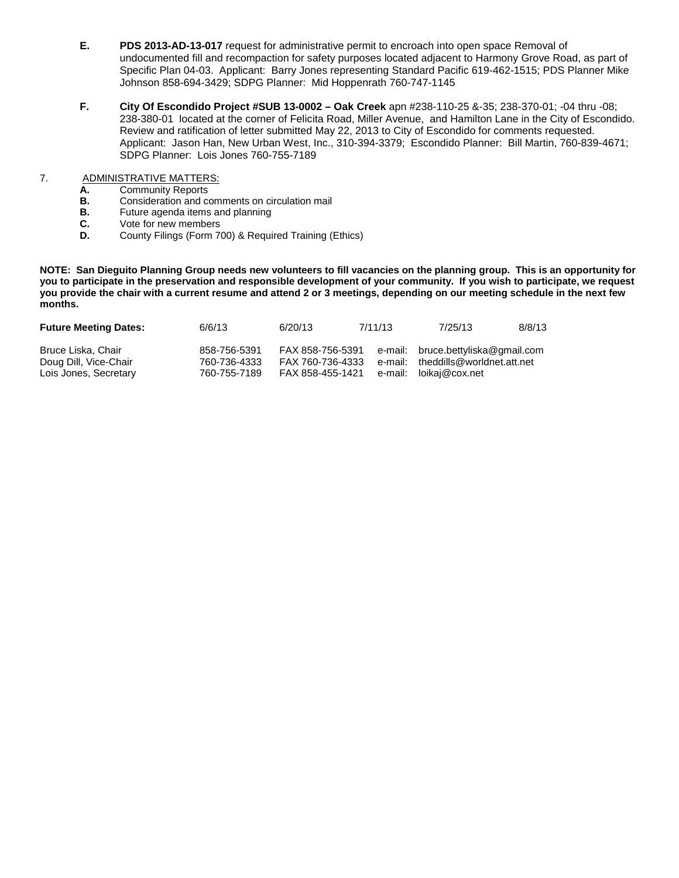**E.** **PDS 2013-AD-13-017** request for administrative permit to encroach into open space Removal of undocumented fill and recompaction for safety purposes located adjacent to Harmony Grove Road, as part of Specific Plan 04-03. Applicant: Barry Jones representing Standard Pacific 619-462-1515; PDS Planner Mike Johnson 858-694-3429; SDPG Planner: Mid Hoppenrath 760-747-1145

**F.** **City Of Escondido Project #SUB 13-0002 – Oak Creek** apn #238-110-25 &-35; 238-370-01; -04 thru -08; 238-380-01 located at the corner of Felicita Road, Miller Avenue, and Hamilton Lane in the City of Escondido. Review and ratification of letter submitted May 22, 2013 to City of Escondido for comments requested. Applicant: Jason Han, New Urban West, Inc., 310-394-3379; Escondido Planner: Bill Martin, 760-839-4671; SDPG Planner: Lois Jones 760-755-7189

7. ADMINISTRATIVE MATTERS:

**A.** Community Reports
**B.** Consideration and comments on circulation mail
**B.** Future agenda items and planning
**C.** Vote for new members
**D.** County Filings (Form 700) & Required Training (Ethics)

**NOTE: San Dieguito Planning Group needs new volunteers to fill vacancies on the planning group. This is an opportunity for you to participate in the preservation and responsible development of your community. If you wish to participate, we request you provide the chair with a current resume and attend 2 or 3 meetings, depending on our meeting schedule in the next few months.**

| | | | | | |
|---|---|---|---|---|---|
| **Future Meeting Dates:** | 6/6/13 | 6/20/13 | 7/11/13 | 7/25/13 | 8/8/13 |

| | | | |
|---|---|---|---|
| Bruce Liska, Chair | 858-756-5391 | FAX 858-756-5391 | e-mail: bruce.bettyliska@gmail.com |
| Doug Dill, Vice-Chair | 760-736-4333 | FAX 760-736-4333 | e-mail: theddills@worldnet.att.net |
| Lois Jones, Secretary | 760-755-7189 | FAX 858-455-1421 | e-mail: loikaj@cox.net |